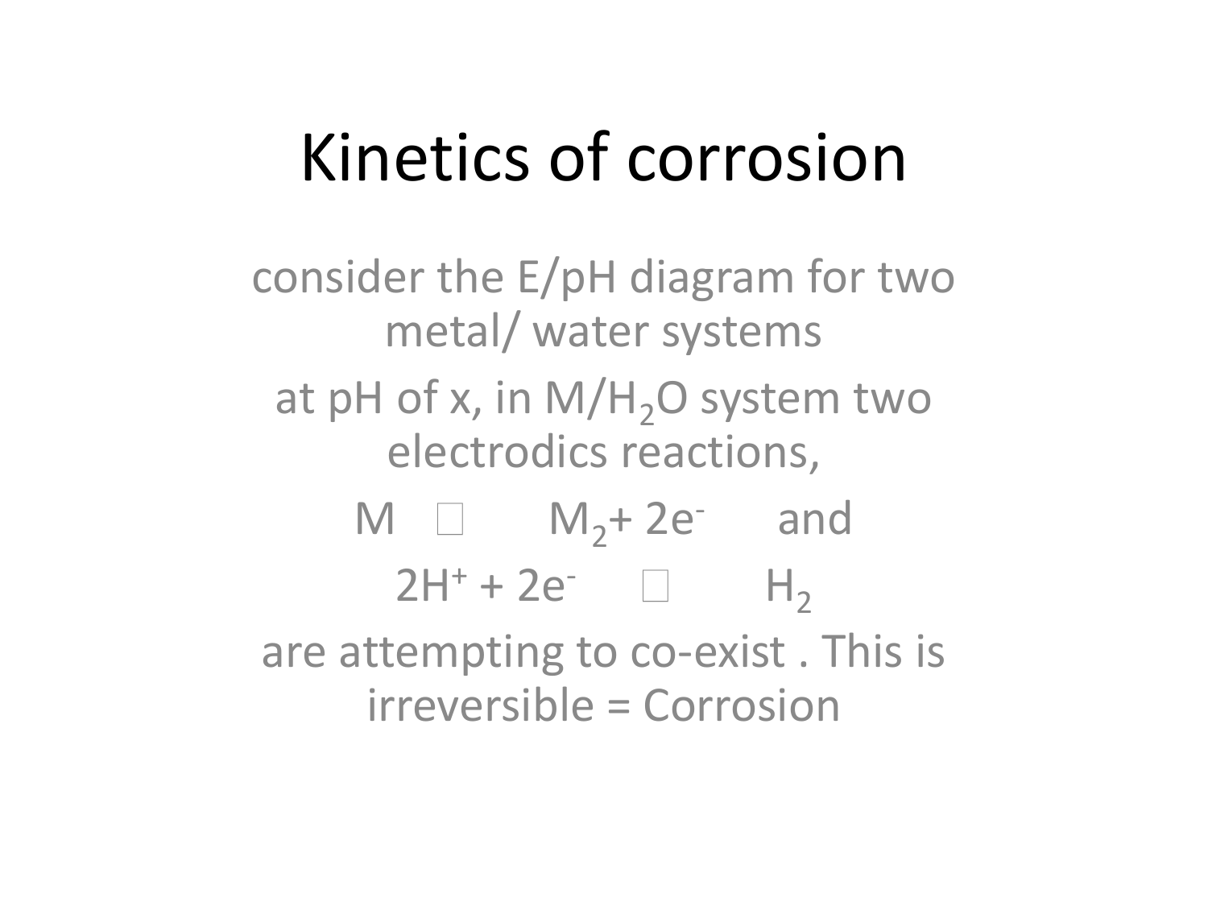# Kinetics of corrosion

consider the E/pH diagram for two metal/ water systems

at pH of x, in $M/H_2O$ system two electrodics reactions,

$M$ □ $M_2 + 2e^-$ and

$2H^+ + 2e^-$ □ $H_2$

are attempting to co-exist . This is irreversible = Corrosion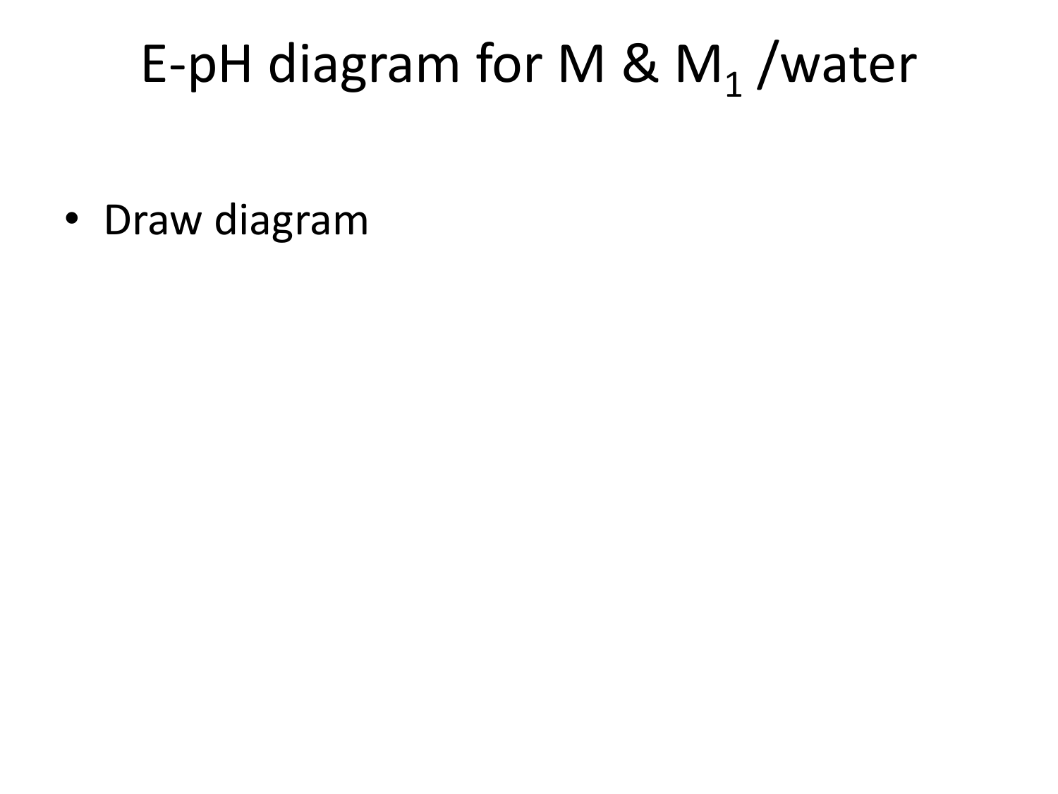# E-pH diagram for M & $M_1$ /water

- Draw diagram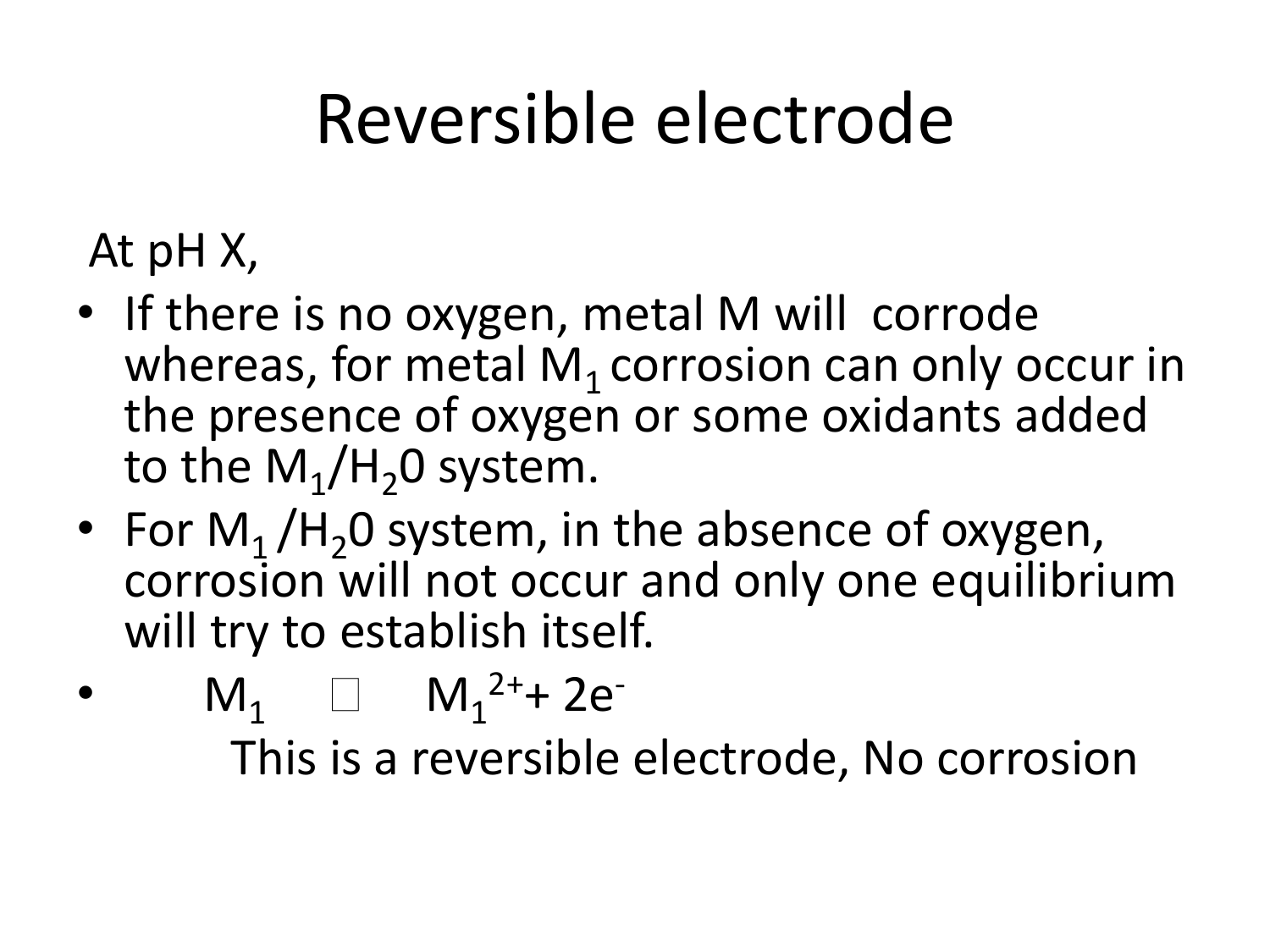# Reversible electrode

At pH X,

- If there is no oxygen, metal M will corrode whereas, for metal $M_1$ corrosion can only occur in the presence of oxygen or some oxidants added to the $M_1/H_20$ system.
- For $M_1$ /$H_20$ system, in the absence of oxygen, corrosion will not occur and only one equilibrium will try to establish itself.
- $M_1 \rightleftharpoons M_1^{2+} + 2e^-$

  This is a reversible electrode, No corrosion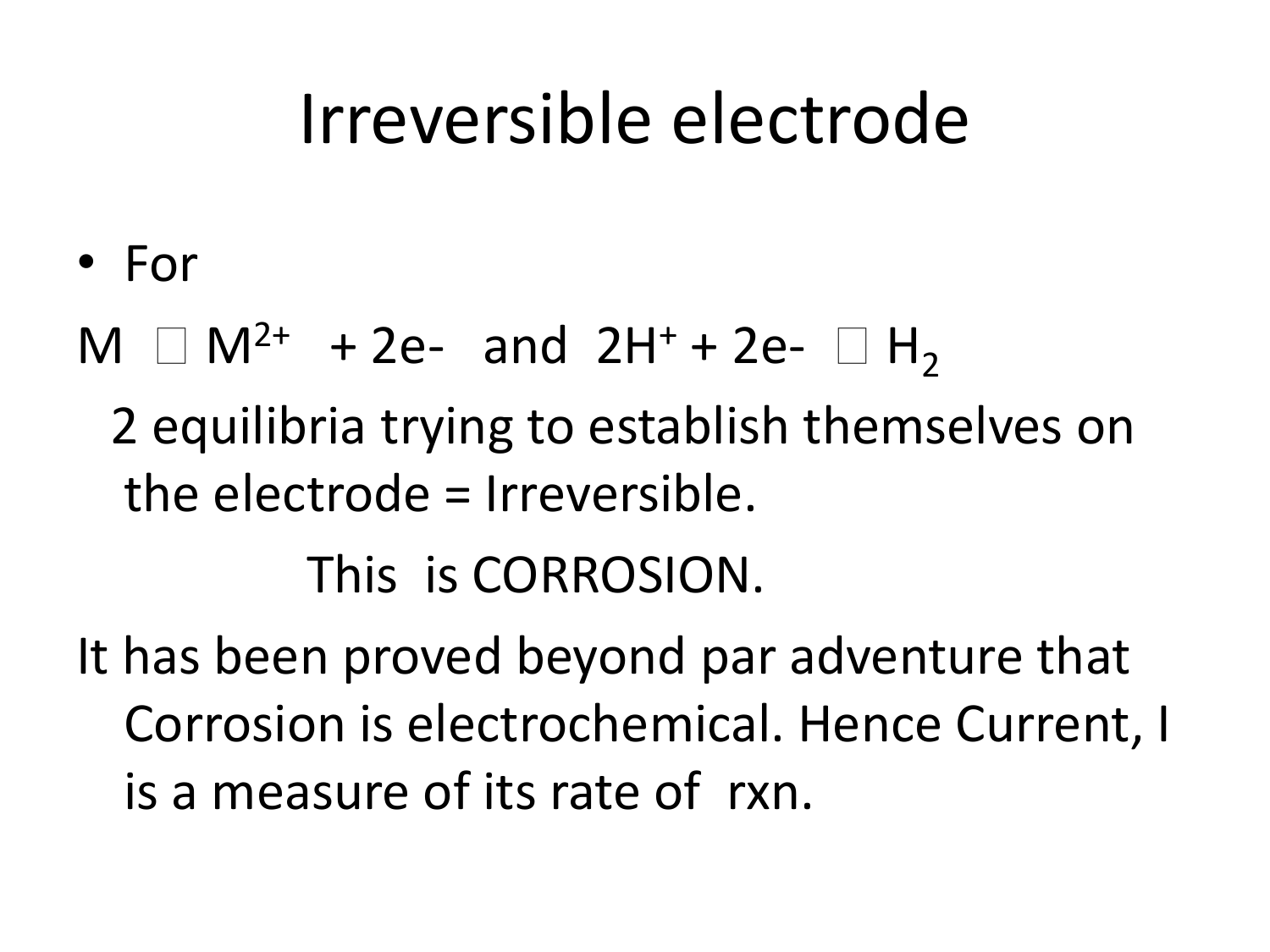# Irreversible electrode

- For

$M \rightarrow M^{2+} + 2e^-$ and $2H^+ + 2e^- \rightarrow H_2$

2 equilibria trying to establish themselves on the electrode = Irreversible.

This is CORROSION.

It has been proved beyond par adventure that Corrosion is electrochemical. Hence Current, I is a measure of its rate of rxn.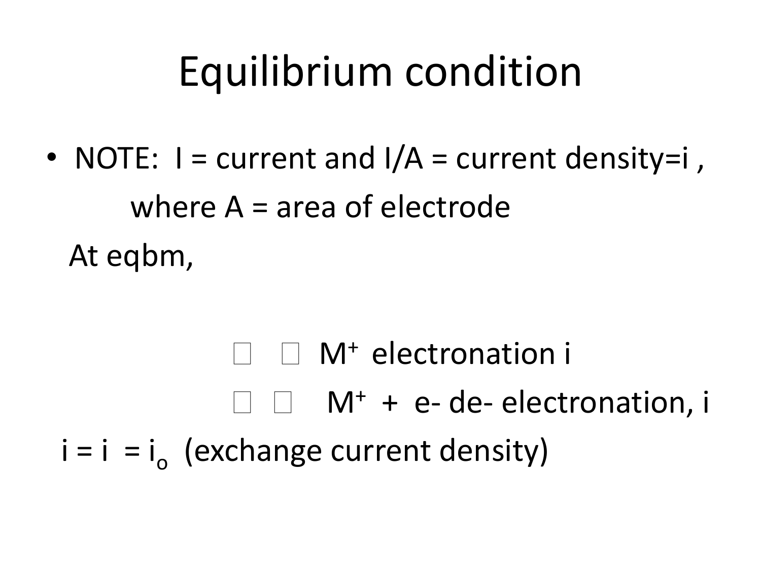# Equilibrium condition

- NOTE: I = current and I/A = current density=i ,

  where A = area of electrode

At eqbm,

□ □ $M^+$ electronation i

□ □ $M^+$ + e- de- electronation, i

i = i = $i_o$ (exchange current density)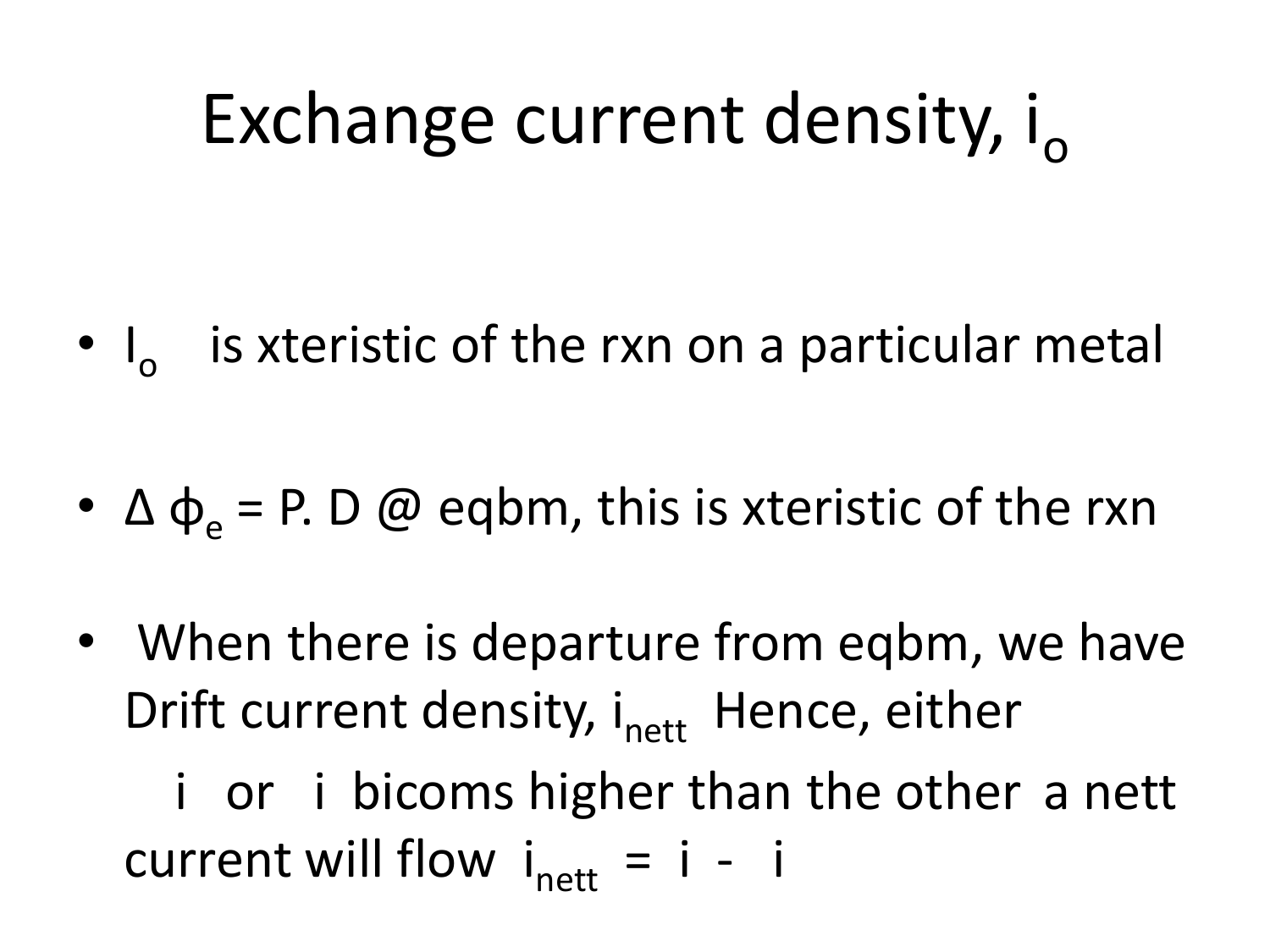# Exchange current density, $i_o$

- $I_o$ is xteristic of the rxn on a particular metal
- $\Delta \phi_e$ = P. D @ eqbm, this is xteristic of the rxn
- When there is departure from eqbm, we have Drift current density, $i_{nett}$ Hence, either

  i or i bicoms higher than the other a nett current will flow $i_{nett}$ = i - i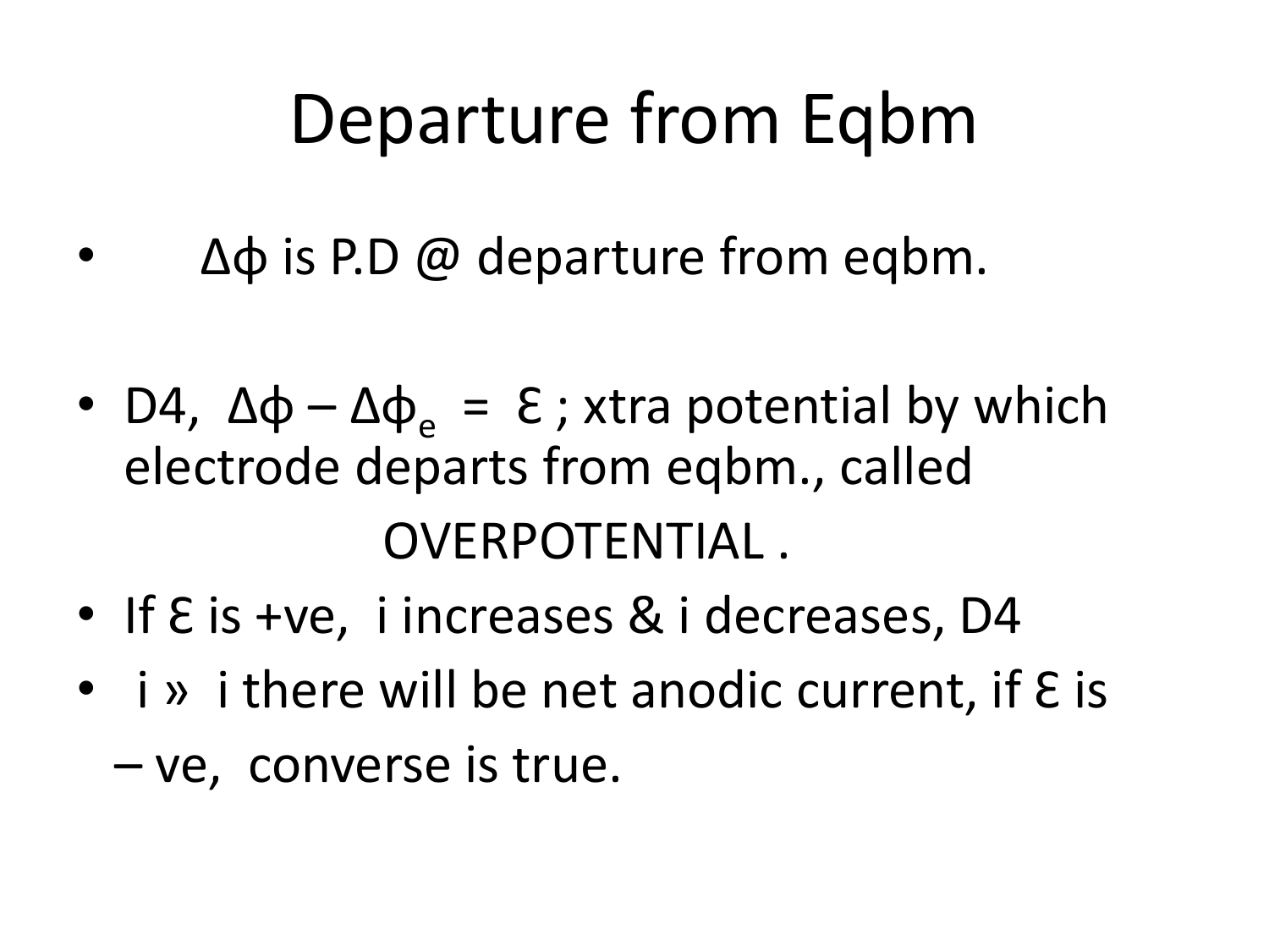# Departure from Eqbm

- $\Delta\phi$ is P.D @ departure from eqbm.

- D4, $\Delta\phi - \Delta\phi_e = \mathcal{E}$ ; xtra potential by which electrode departs from eqbm., called

  OVERPOTENTIAL .

- If $\mathcal{E}$ is +ve, i increases & i decreases, D4
- i » i there will be net anodic current, if $\mathcal{E}$ is – ve, converse is true.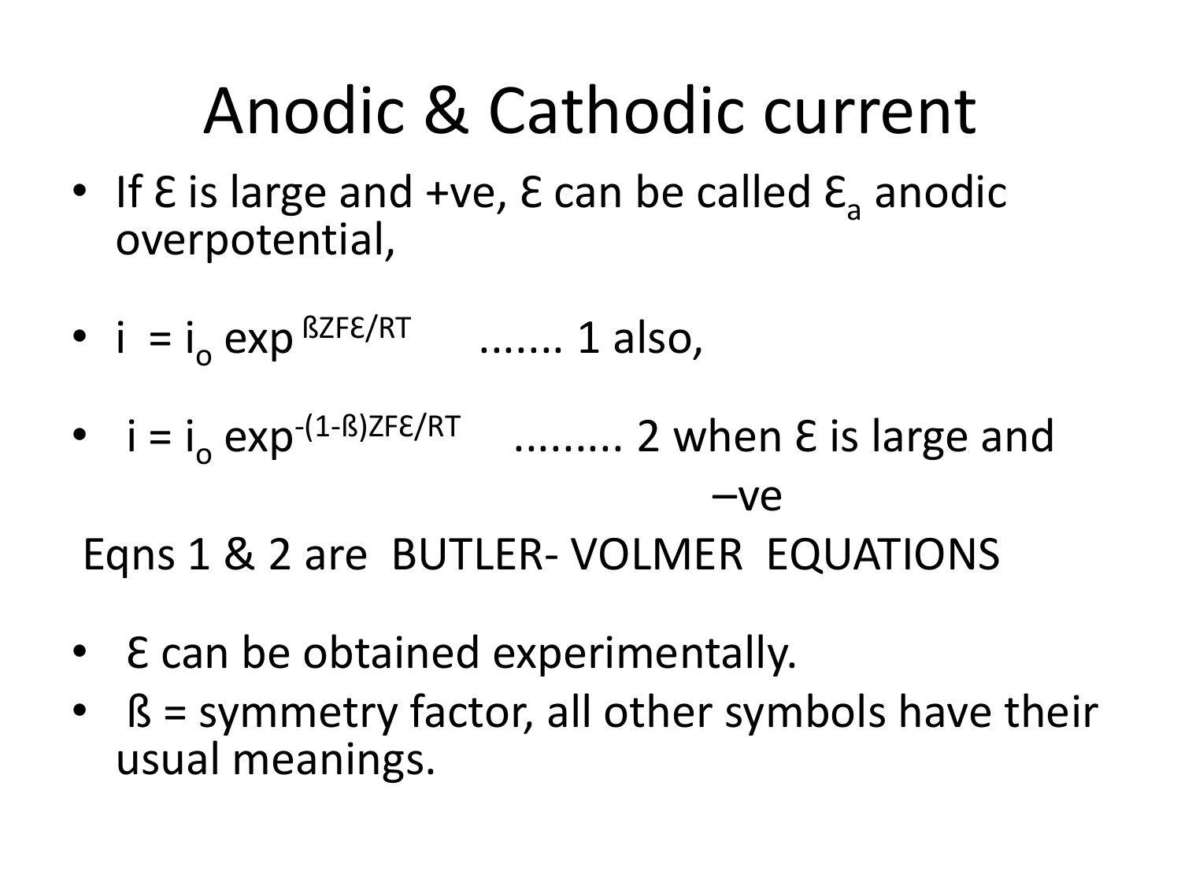# Anodic & Cathodic current

- If $\mathcal{E}$ is large and +ve, $\mathcal{E}$ can be called $\mathcal{E}_a$ anodic overpotential,
- $i = i_o \exp^{\beta Z F \mathcal{E}/RT}$ ....... 1 also,
- $i = i_o \exp^{-(1-\beta) Z F \mathcal{E}/RT}$ ......... 2 when $\mathcal{E}$ is large and –ve

Eqns 1 & 2 are BUTLER- VOLMER EQUATIONS

- $\mathcal{E}$ can be obtained experimentally.
- $\beta$ = symmetry factor, all other symbols have their usual meanings.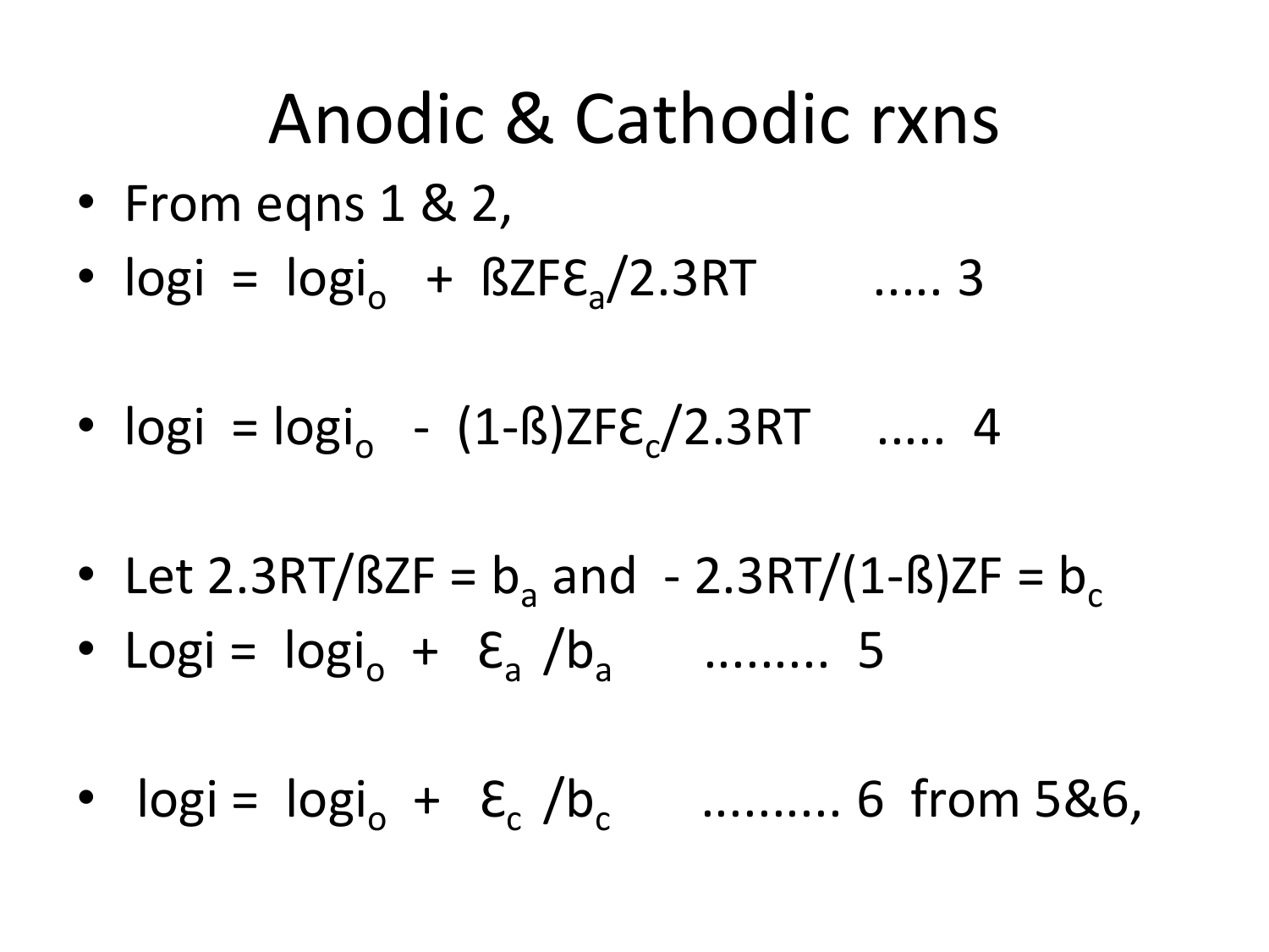# Anodic & Cathodic rxns

- From eqns 1 & 2,
- $\log i = \log i_o + \beta ZF\varepsilon_a/2.3RT$ ..... 3
- $\log i = \log i_o - (1-\beta)ZF\varepsilon_c/2.3RT$ ..... 4
- Let $2.3RT/\beta ZF = b_a$ and $-2.3RT/(1-\beta)ZF = b_c$
- $\text{Log}\, i = \log i_o + \varepsilon_a/b_a$ ......... 5
- $\log i = \log i_o + \varepsilon_c/b_c$ .......... 6 from 5&6,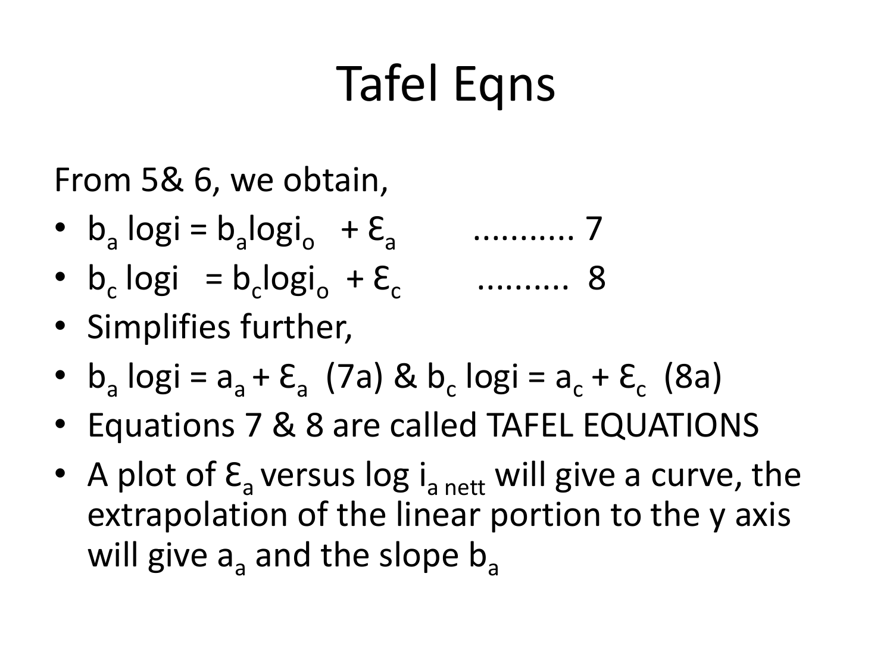# Tafel Eqns

From 5& 6, we obtain,

- $b_a \log i = b_a \log i_o + \mathcal{E}_a$ ........... 7
- $b_c \log i = b_c \log i_o + \mathcal{E}_c$ .......... 8
- Simplifies further,
- $b_a \log i = a_a + \mathcal{E}_a$ (7a) & $b_c \log i = a_c + \mathcal{E}_c$ (8a)
- Equations 7 & 8 are called TAFEL EQUATIONS
- A plot of $\mathcal{E}_a$ versus $\log i_{a\ nett}$ will give a curve, the extrapolation of the linear portion to the y axis will give $a_a$ and the slope $b_a$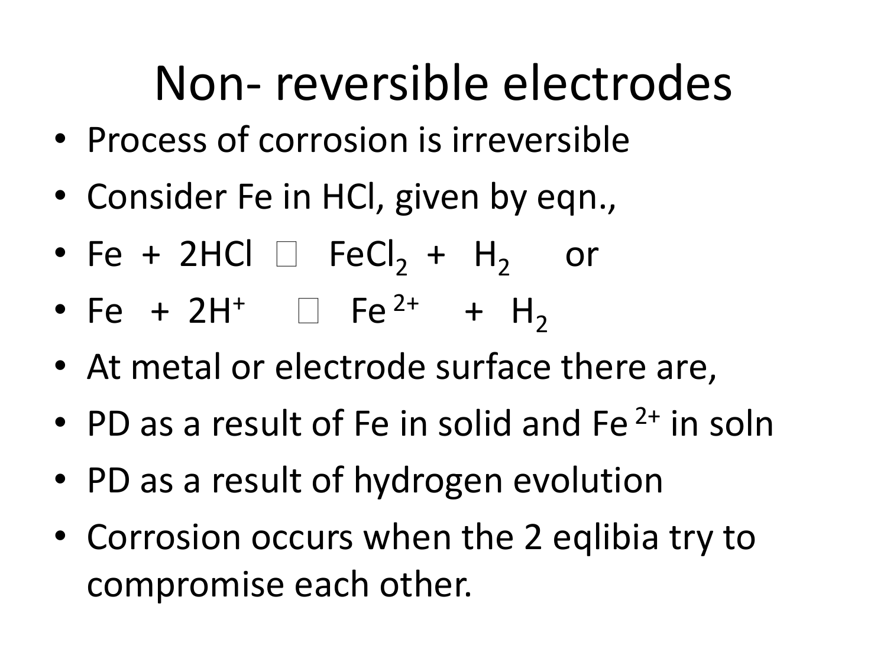# Non- reversible electrodes

- Process of corrosion is irreversible
- Consider Fe in HCl, given by eqn.,
- $Fe + 2HCl \rightarrow FeCl_2 + H_2$ or
- $Fe + 2H^+ \rightarrow Fe^{2+} + H_2$
- At metal or electrode surface there are,
- PD as a result of Fe in solid and $Fe^{2+}$ in soln
- PD as a result of hydrogen evolution
- Corrosion occurs when the 2 eqlibia try to compromise each other.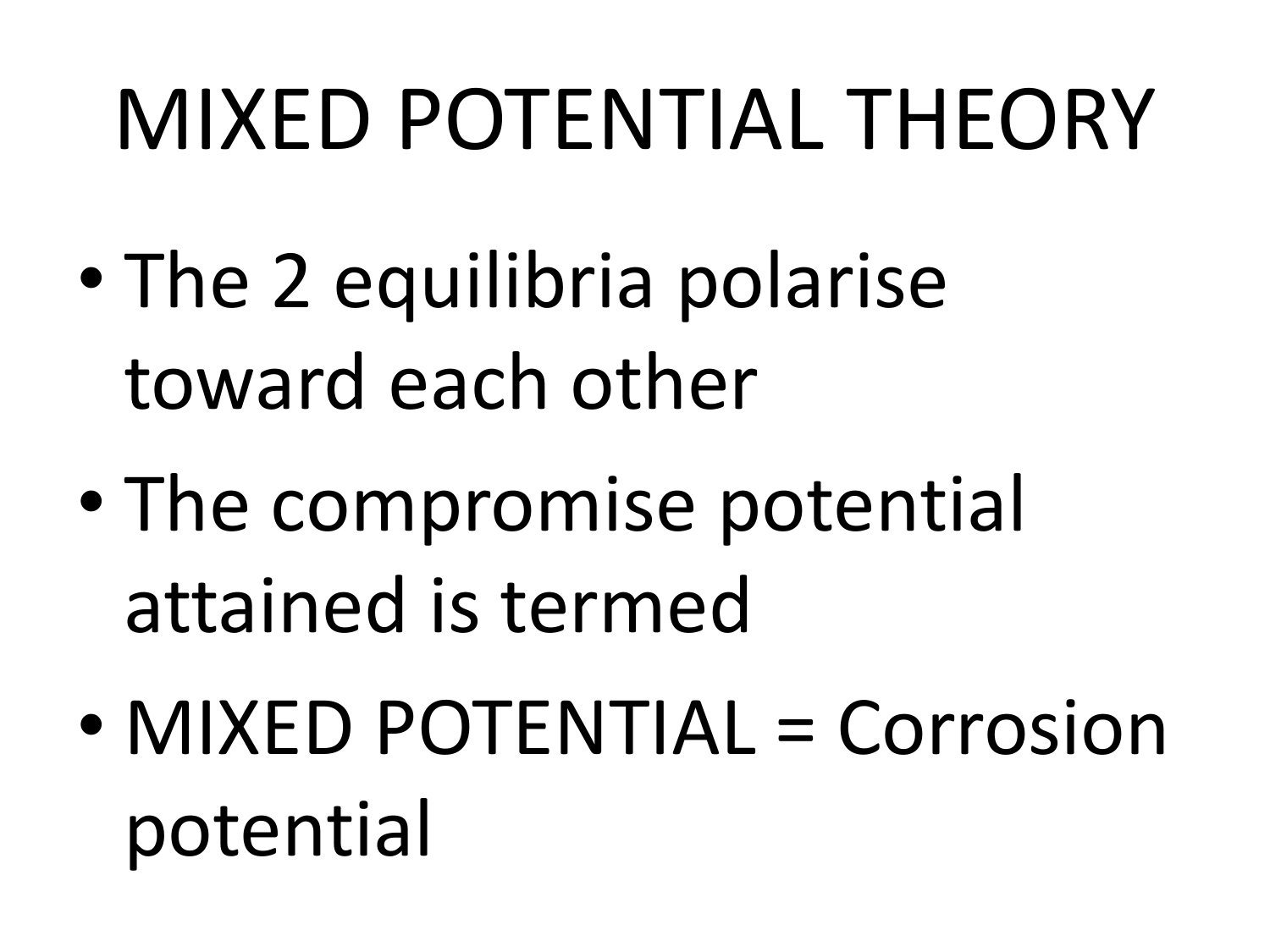# MIXED POTENTIAL THEORY

- The 2 equilibria polarise toward each other
- The compromise potential attained is termed
- MIXED POTENTIAL = Corrosion potential